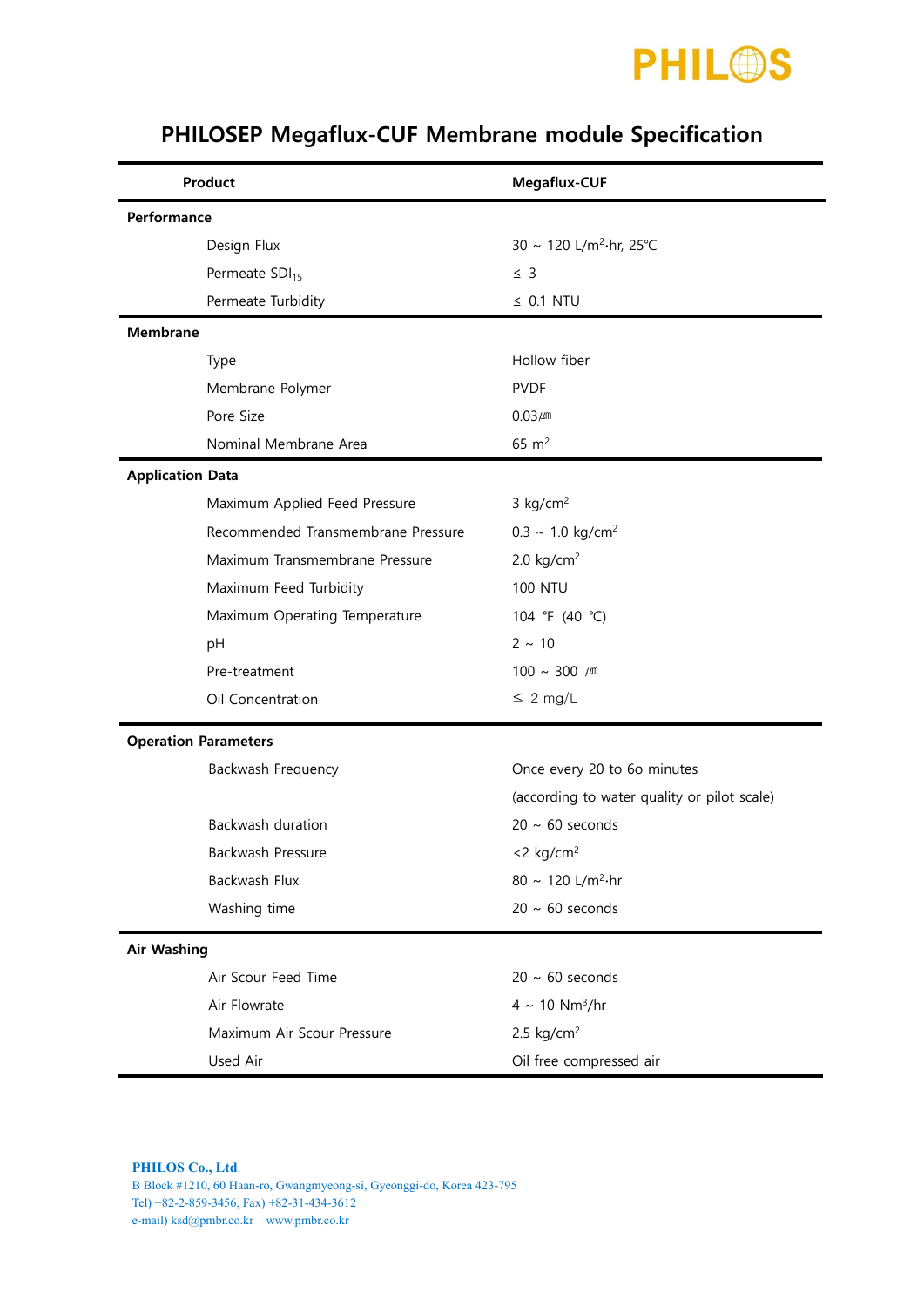# PHILOSEP Megaflux-CUF Membrane module Specification

| Product | Megaflux-CUF |
|---|---|
| **Performance** | |
| Design Flux | 30 ~ 120 $L/m^2 \cdot hr$, 25℃ |
| Permeate $SDI_{15}$ | ≤ 3 |
| Permeate Turbidity | ≤ 0.1 NTU |
| **Membrane** | |
| Type | Hollow fiber |
| Membrane Polymer | PVDF |
| Pore Size | 0.03㎛ |
| Nominal Membrane Area | 65 $m^2$ |
| **Application Data** | |
| Maximum Applied Feed Pressure | 3 $kg/cm^2$ |
| Recommended Transmembrane Pressure | 0.3 ~ 1.0 $kg/cm^2$ |
| Maximum Transmembrane Pressure | 2.0 $kg/cm^2$ |
| Maximum Feed Turbidity | 100 NTU |
| Maximum Operating Temperature | 104 ℉ (40 ℃) |
| pH | 2 ~ 10 |
| Pre-treatment | 100 ~ 300 ㎛ |
| Oil Concentration | ≤ 2 mg/L |
| **Operation Parameters** | |
| Backwash Frequency | Once every 20 to 60 minutes (according to water quality or pilot scale) |
| Backwash duration | 20 ~ 60 seconds |
| Backwash Pressure | <2 $kg/cm^2$ |
| Backwash Flux | 80 ~ 120 $L/m^2 \cdot hr$ |
| Washing time | 20 ~ 60 seconds |
| **Air Washing** | |
| Air Scour Feed Time | 20 ~ 60 seconds |
| Air Flowrate | 4 ~ 10 $Nm^3/hr$ |
| Maximum Air Scour Pressure | 2.5 $kg/cm^2$ |
| Used Air | Oil free compressed air |

**PHILOS Co., Ltd.**
B Block #1210, 60 Haan-ro, Gwangmyeong-si, Gyeonggi-do, Korea 423-795
Tel) +82-2-859-3456, Fax) +82-31-434-3612
e-mail) ksd@pmbr.co.kr www.pmbr.co.kr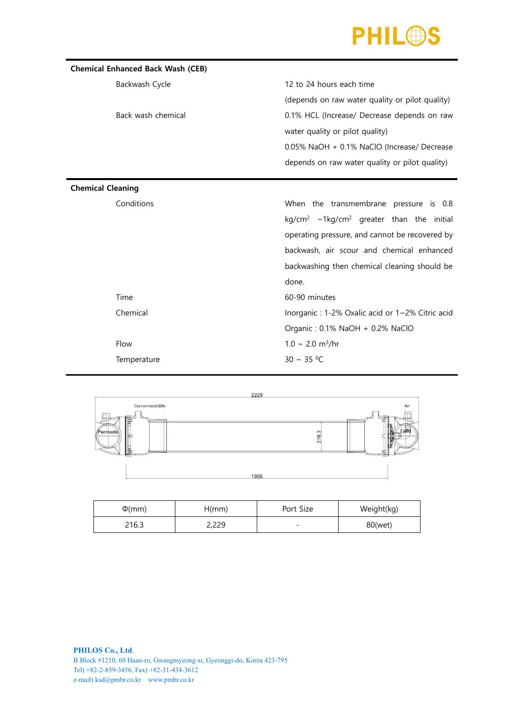## Chemical Enhanced Back Wash (CEB)

| | |
|---|---|
| Backwash Cycle | 12 to 24 hours each time (depends on raw water quality or pilot quality) |
| Back wash chemical | 0.1% HCL (Increase/ Decrease depends on raw water quality or pilot quality) |
| | 0.05% NaOH + 0.1% NaClO (Increase/ Decrease depends on raw water quality or pilot quality) |

## Chemical Cleaning

| | |
|---|---|
| Conditions | When the transmembrane pressure is 0.8 $kg/cm^2$ ~1$kg/cm^2$ greater than the initial operating pressure, and cannot be recovered by backwash, air scour and chemical enhanced backwashing then chemical cleaning should be done. |
| Time | 60-90 minutes |
| Chemical | Inorganic : 1-2% Oxalic acid or 1~2% Citric acid |
| | Organic : 0.1% NaOH + 0.2% NaClO |
| Flow | 1.0 ~ 2.0 $m^3/hr$ |
| Temperature | 30 ~ 35 $^0C$ |

| Φ(mm) | H(mm) | Port Size | Weight(kg) |
|---|---|---|---|
| 216.3 | 2,229 | - | 80(wet) |

**PHILOS Co., Ltd.**
B Block #1210, 60 Haan-ro, Gwangmyeong-si, Gyeonggi-do, Korea 423-795
Tel) +82-2-859-3456, Fax) +82-31-434-3612
e-mail) ksd@pmbr.co.kr www.pmbr.co.kr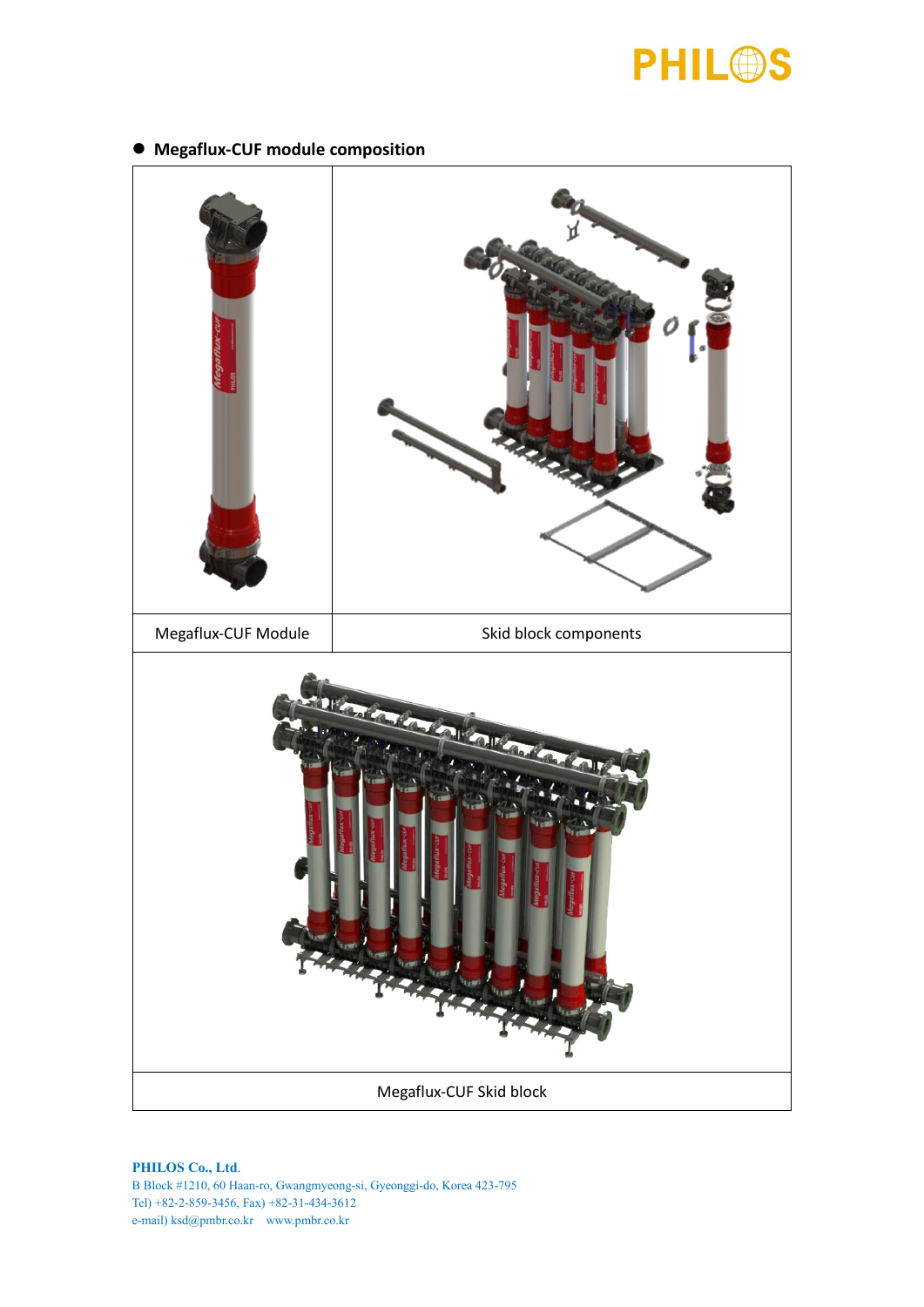- **Megaflux-CUF module composition**

| Megaflux-CUF Module | Skid block components |
|---|---|

Megaflux-CUF Skid block

**PHILOS Co., Ltd.**
B Block #1210, 60 Haan-ro, Gwangmyeong-si, Gyeonggi-do, Korea 423-795
Tel) +82-2-859-3456, Fax) +82-31-434-3612
e-mail) ksd@pmbr.co.kr    www.pmbr.co.kr